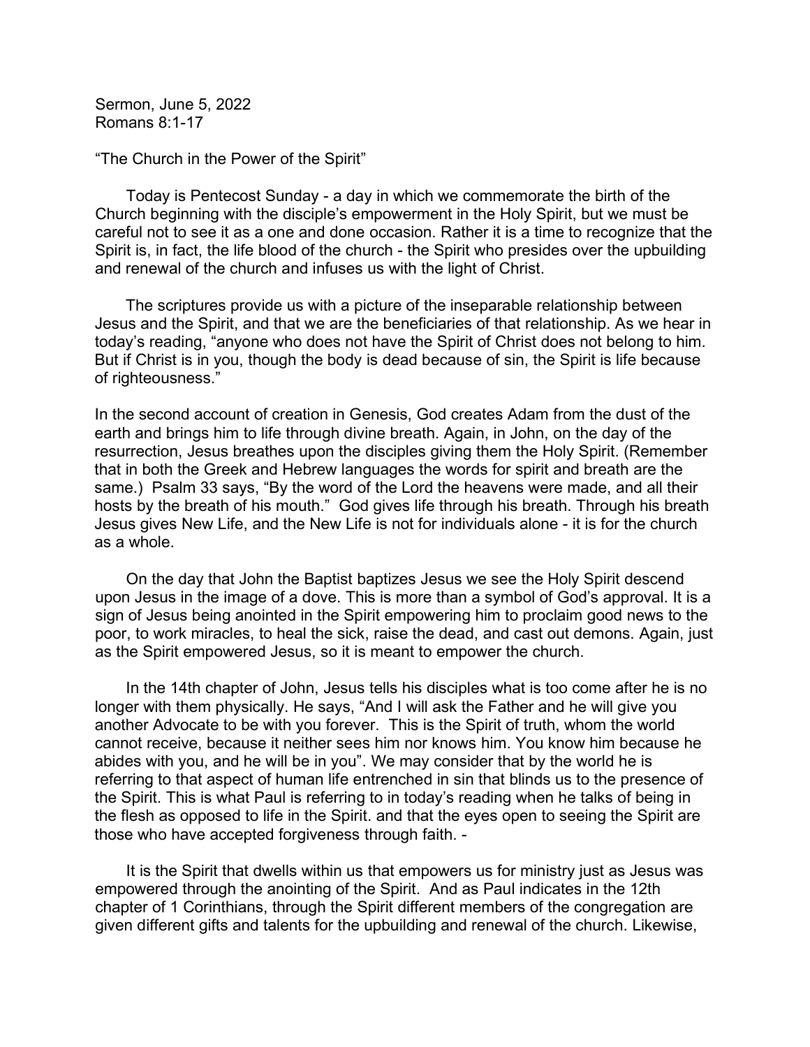Sermon, June 5, 2022
Romans 8:1-17

"The Church in the Power of the Spirit"

Today is Pentecost Sunday - a day in which we commemorate the birth of the Church beginning with the disciple's empowerment in the Holy Spirit, but we must be careful not to see it as a one and done occasion. Rather it is a time to recognize that the Spirit is, in fact, the life blood of the church - the Spirit who presides over the upbuilding and renewal of the church and infuses us with the light of Christ.

The scriptures provide us with a picture of the inseparable relationship between Jesus and the Spirit, and that we are the beneficiaries of that relationship. As we hear in today's reading, "anyone who does not have the Spirit of Christ does not belong to him. But if Christ is in you, though the body is dead because of sin, the Spirit is life because of righteousness."

In the second account of creation in Genesis, God creates Adam from the dust of the earth and brings him to life through divine breath. Again, in John, on the day of the resurrection, Jesus breathes upon the disciples giving them the Holy Spirit. (Remember that in both the Greek and Hebrew languages the words for spirit and breath are the same.) Psalm 33 says, "By the word of the Lord the heavens were made, and all their hosts by the breath of his mouth." God gives life through his breath. Through his breath Jesus gives New Life, and the New Life is not for individuals alone - it is for the church as a whole.

On the day that John the Baptist baptizes Jesus we see the Holy Spirit descend upon Jesus in the image of a dove. This is more than a symbol of God's approval. It is a sign of Jesus being anointed in the Spirit empowering him to proclaim good news to the poor, to work miracles, to heal the sick, raise the dead, and cast out demons. Again, just as the Spirit empowered Jesus, so it is meant to empower the church.

In the 14th chapter of John, Jesus tells his disciples what is too come after he is no longer with them physically. He says, "And I will ask the Father and he will give you another Advocate to be with you forever. This is the Spirit of truth, whom the world cannot receive, because it neither sees him nor knows him. You know him because he abides with you, and he will be in you". We may consider that by the world he is referring to that aspect of human life entrenched in sin that blinds us to the presence of the Spirit. This is what Paul is referring to in today's reading when he talks of being in the flesh as opposed to life in the Spirit. and that the eyes open to seeing the Spirit are those who have accepted forgiveness through faith. -

It is the Spirit that dwells within us that empowers us for ministry just as Jesus was empowered through the anointing of the Spirit. And as Paul indicates in the 12th chapter of 1 Corinthians, through the Spirit different members of the congregation are given different gifts and talents for the upbuilding and renewal of the church. Likewise,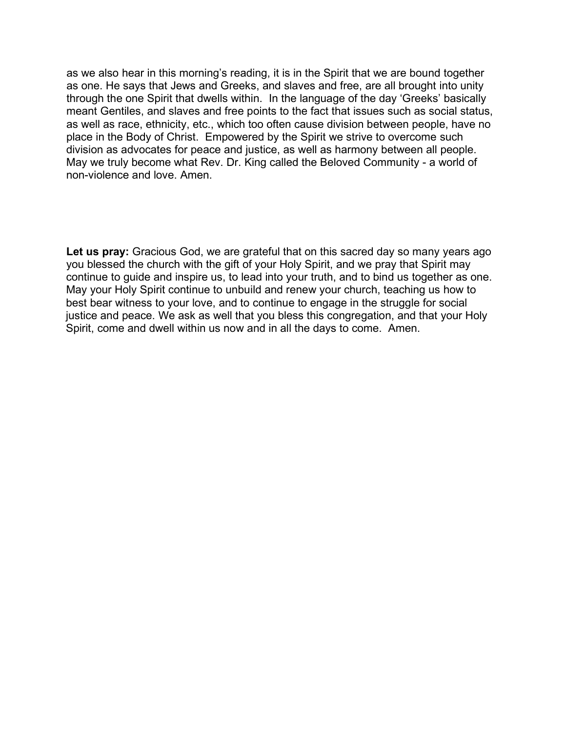as we also hear in this morning's reading, it is in the Spirit that we are bound together as one. He says that Jews and Greeks, and slaves and free, are all brought into unity through the one Spirit that dwells within.  In the language of the day 'Greeks' basically meant Gentiles, and slaves and free points to the fact that issues such as social status, as well as race, ethnicity, etc., which too often cause division between people, have no place in the Body of Christ.  Empowered by the Spirit we strive to overcome such division as advocates for peace and justice, as well as harmony between all people. May we truly become what Rev. Dr. King called the Beloved Community - a world of non-violence and love. Amen.

**Let us pray:** Gracious God, we are grateful that on this sacred day so many years ago you blessed the church with the gift of your Holy Spirit, and we pray that Spirit may continue to guide and inspire us, to lead into your truth, and to bind us together as one. May your Holy Spirit continue to unbuild and renew your church, teaching us how to best bear witness to your love, and to continue to engage in the struggle for social justice and peace. We ask as well that you bless this congregation, and that your Holy Spirit, come and dwell within us now and in all the days to come.  Amen.